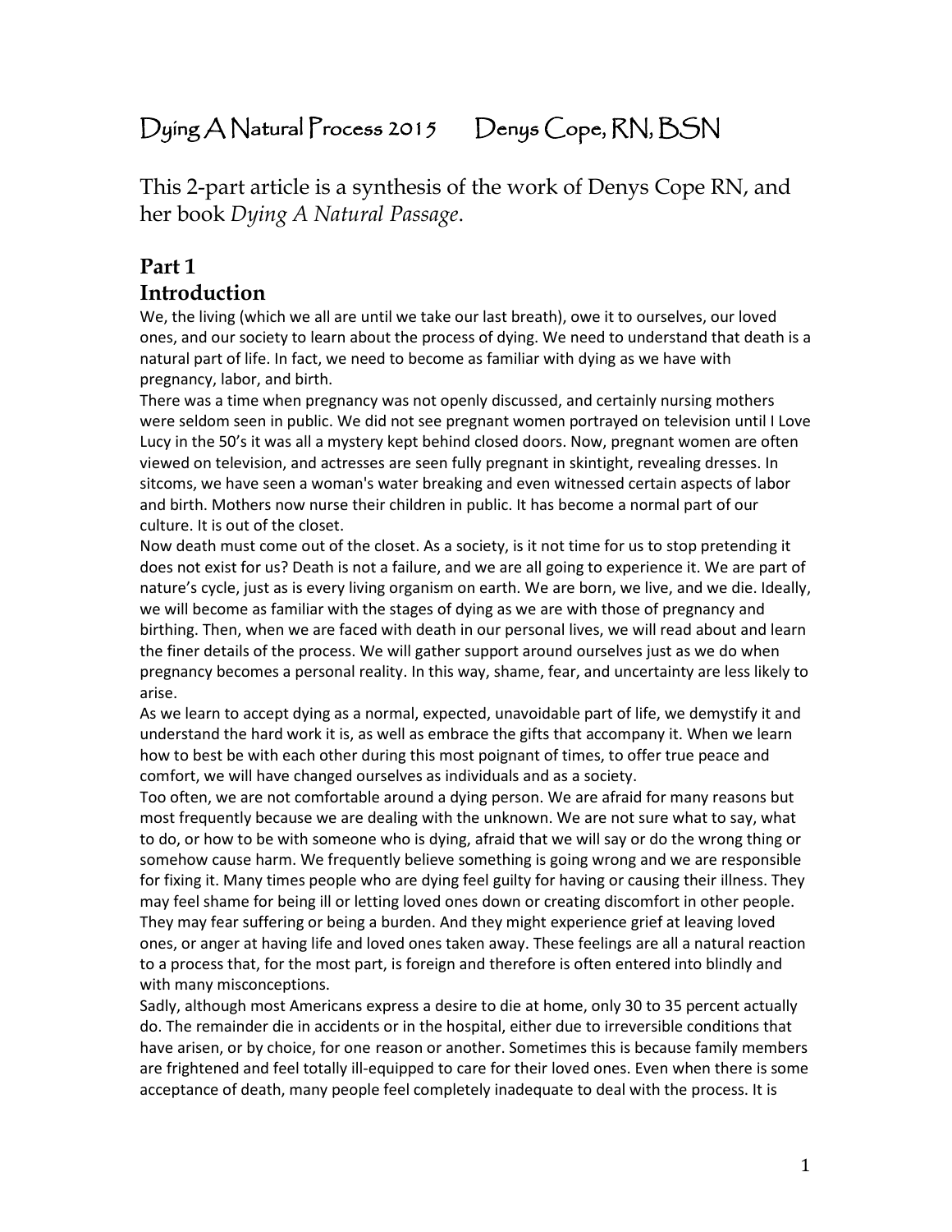# Dying A Natural Process 2015 Denys Cope, RN, BSN

This 2-part article is a synthesis of the work of Denys Cope RN, and her book *Dying A Natural Passage*.

## Part 1

## Introduction

We, the living (which we all are until we take our last breath), owe it to ourselves, our loved ones, and our society to learn about the process of dying. We need to understand that death is a natural part of life. In fact, we need to become as familiar with dying as we have with pregnancy, labor, and birth.

There was a time when pregnancy was not openly discussed, and certainly nursing mothers were seldom seen in public. We did not see pregnant women portrayed on television until I Love Lucy in the 50's it was all a mystery kept behind closed doors. Now, pregnant women are often viewed on television, and actresses are seen fully pregnant in skintight, revealing dresses. In sitcoms, we have seen a woman's water breaking and even witnessed certain aspects of labor and birth. Mothers now nurse their children in public. It has become a normal part of our culture. It is out of the closet.

Now death must come out of the closet. As a society, is it not time for us to stop pretending it does not exist for us? Death is not a failure, and we are all going to experience it. We are part of nature's cycle, just as is every living organism on earth. We are born, we live, and we die. Ideally, we will become as familiar with the stages of dying as we are with those of pregnancy and birthing. Then, when we are faced with death in our personal lives, we will read about and learn the finer details of the process. We will gather support around ourselves just as we do when pregnancy becomes a personal reality. In this way, shame, fear, and uncertainty are less likely to arise.

As we learn to accept dying as a normal, expected, unavoidable part of life, we demystify it and understand the hard work it is, as well as embrace the gifts that accompany it. When we learn how to best be with each other during this most poignant of times, to offer true peace and comfort, we will have changed ourselves as individuals and as a society.

Too often, we are not comfortable around a dying person. We are afraid for many reasons but most frequently because we are dealing with the unknown. We are not sure what to say, what to do, or how to be with someone who is dying, afraid that we will say or do the wrong thing or somehow cause harm. We frequently believe something is going wrong and we are responsible for fixing it. Many times people who are dying feel guilty for having or causing their illness. They may feel shame for being ill or letting loved ones down or creating discomfort in other people. They may fear suffering or being a burden. And they might experience grief at leaving loved ones, or anger at having life and loved ones taken away. These feelings are all a natural reaction to a process that, for the most part, is foreign and therefore is often entered into blindly and with many misconceptions.

Sadly, although most Americans express a desire to die at home, only 30 to 35 percent actually do. The remainder die in accidents or in the hospital, either due to irreversible conditions that have arisen, or by choice, for one reason or another. Sometimes this is because family members are frightened and feel totally ill-equipped to care for their loved ones. Even when there is some acceptance of death, many people feel completely inadequate to deal with the process. It is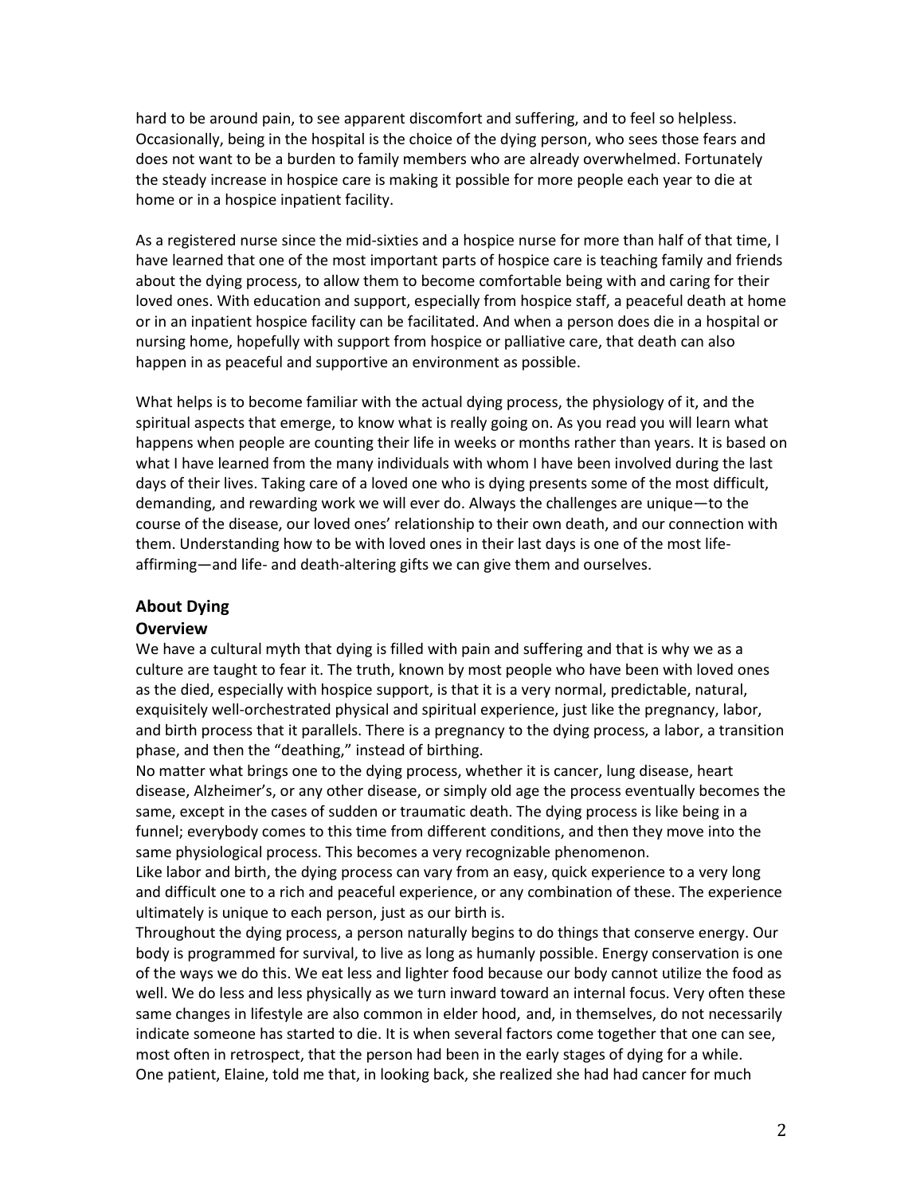hard to be around pain, to see apparent discomfort and suffering, and to feel so helpless. Occasionally, being in the hospital is the choice of the dying person, who sees those fears and does not want to be a burden to family members who are already overwhelmed. Fortunately the steady increase in hospice care is making it possible for more people each year to die at home or in a hospice inpatient facility.

As a registered nurse since the mid-sixties and a hospice nurse for more than half of that time, I have learned that one of the most important parts of hospice care is teaching family and friends about the dying process, to allow them to become comfortable being with and caring for their loved ones. With education and support, especially from hospice staff, a peaceful death at home or in an inpatient hospice facility can be facilitated. And when a person does die in a hospital or nursing home, hopefully with support from hospice or palliative care, that death can also happen in as peaceful and supportive an environment as possible.

What helps is to become familiar with the actual dying process, the physiology of it, and the spiritual aspects that emerge, to know what is really going on. As you read you will learn what happens when people are counting their life in weeks or months rather than years. It is based on what I have learned from the many individuals with whom I have been involved during the last days of their lives. Taking care of a loved one who is dying presents some of the most difficult, demanding, and rewarding work we will ever do. Always the challenges are unique—to the course of the disease, our loved ones' relationship to their own death, and our connection with them. Understanding how to be with loved ones in their last days is one of the most life-affirming—and life- and death-altering gifts we can give them and ourselves.

## About Dying

### Overview

We have a cultural myth that dying is filled with pain and suffering and that is why we as a culture are taught to fear it. The truth, known by most people who have been with loved ones as the died, especially with hospice support, is that it is a very normal, predictable, natural, exquisitely well-orchestrated physical and spiritual experience, just like the pregnancy, labor, and birth process that it parallels. There is a pregnancy to the dying process, a labor, a transition phase, and then the "deathing," instead of birthing.

No matter what brings one to the dying process, whether it is cancer, lung disease, heart disease, Alzheimer's, or any other disease, or simply old age the process eventually becomes the same, except in the cases of sudden or traumatic death. The dying process is like being in a funnel; everybody comes to this time from different conditions, and then they move into the same physiological process. This becomes a very recognizable phenomenon.

Like labor and birth, the dying process can vary from an easy, quick experience to a very long and difficult one to a rich and peaceful experience, or any combination of these. The experience ultimately is unique to each person, just as our birth is.

Throughout the dying process, a person naturally begins to do things that conserve energy. Our body is programmed for survival, to live as long as humanly possible. Energy conservation is one of the ways we do this. We eat less and lighter food because our body cannot utilize the food as well. We do less and less physically as we turn inward toward an internal focus. Very often these same changes in lifestyle are also common in elder hood, and, in themselves, do not necessarily indicate someone has started to die. It is when several factors come together that one can see, most often in retrospect, that the person had been in the early stages of dying for a while.

One patient, Elaine, told me that, in looking back, she realized she had had cancer for much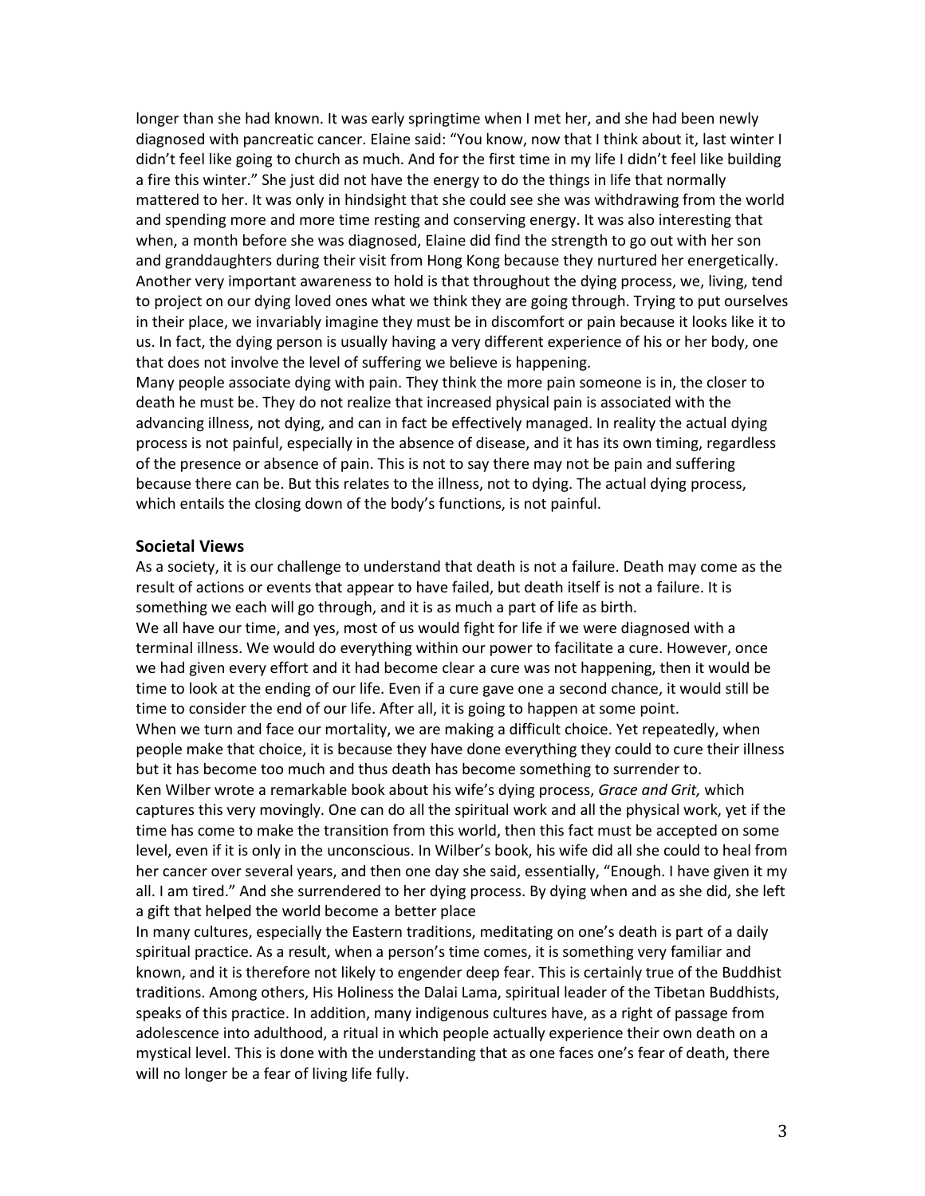longer than she had known. It was early springtime when I met her, and she had been newly diagnosed with pancreatic cancer. Elaine said: "You know, now that I think about it, last winter I didn't feel like going to church as much. And for the first time in my life I didn't feel like building a fire this winter." She just did not have the energy to do the things in life that normally mattered to her. It was only in hindsight that she could see she was withdrawing from the world and spending more and more time resting and conserving energy. It was also interesting that when, a month before she was diagnosed, Elaine did find the strength to go out with her son and granddaughters during their visit from Hong Kong because they nurtured her energetically.

Another very important awareness to hold is that throughout the dying process, we, living, tend to project on our dying loved ones what we think they are going through. Trying to put ourselves in their place, we invariably imagine they must be in discomfort or pain because it looks like it to us. In fact, the dying person is usually having a very different experience of his or her body, one that does not involve the level of suffering we believe is happening.

Many people associate dying with pain. They think the more pain someone is in, the closer to death he must be. They do not realize that increased physical pain is associated with the advancing illness, not dying, and can in fact be effectively managed. In reality the actual dying process is not painful, especially in the absence of disease, and it has its own timing, regardless of the presence or absence of pain. This is not to say there may not be pain and suffering because there can be. But this relates to the illness, not to dying. The actual dying process, which entails the closing down of the body's functions, is not painful.

## Societal Views

As a society, it is our challenge to understand that death is not a failure. Death may come as the result of actions or events that appear to have failed, but death itself is not a failure. It is something we each will go through, and it is as much a part of life as birth.

We all have our time, and yes, most of us would fight for life if we were diagnosed with a terminal illness. We would do everything within our power to facilitate a cure. However, once we had given every effort and it had become clear a cure was not happening, then it would be time to look at the ending of our life. Even if a cure gave one a second chance, it would still be time to consider the end of our life. After all, it is going to happen at some point.

When we turn and face our mortality, we are making a difficult choice. Yet repeatedly, when people make that choice, it is because they have done everything they could to cure their illness but it has become too much and thus death has become something to surrender to.

Ken Wilber wrote a remarkable book about his wife's dying process, *Grace and Grit,* which captures this very movingly. One can do all the spiritual work and all the physical work, yet if the time has come to make the transition from this world, then this fact must be accepted on some level, even if it is only in the unconscious. In Wilber's book, his wife did all she could to heal from her cancer over several years, and then one day she said, essentially, "Enough. I have given it my all. I am tired." And she surrendered to her dying process. By dying when and as she did, she left a gift that helped the world become a better place

In many cultures, especially the Eastern traditions, meditating on one's death is part of a daily spiritual practice. As a result, when a person's time comes, it is something very familiar and known, and it is therefore not likely to engender deep fear. This is certainly true of the Buddhist traditions. Among others, His Holiness the Dalai Lama, spiritual leader of the Tibetan Buddhists, speaks of this practice. In addition, many indigenous cultures have, as a right of passage from adolescence into adulthood, a ritual in which people actually experience their own death on a mystical level. This is done with the understanding that as one faces one's fear of death, there will no longer be a fear of living life fully.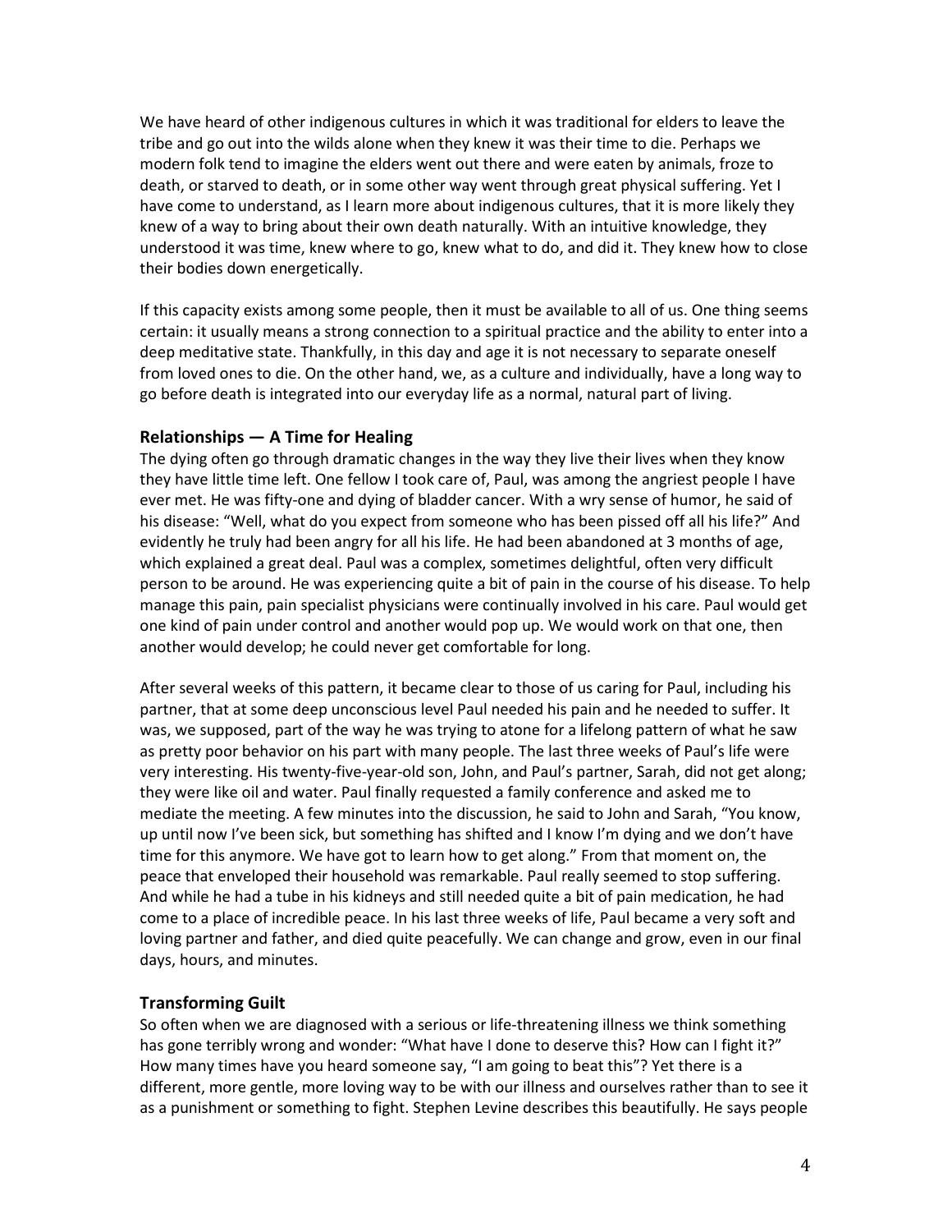We have heard of other indigenous cultures in which it was traditional for elders to leave the tribe and go out into the wilds alone when they knew it was their time to die. Perhaps we modern folk tend to imagine the elders went out there and were eaten by animals, froze to death, or starved to death, or in some other way went through great physical suffering. Yet I have come to understand, as I learn more about indigenous cultures, that it is more likely they knew of a way to bring about their own death naturally. With an intuitive knowledge, they understood it was time, knew where to go, knew what to do, and did it. They knew how to close their bodies down energetically.

If this capacity exists among some people, then it must be available to all of us. One thing seems certain: it usually means a strong connection to a spiritual practice and the ability to enter into a deep meditative state. Thankfully, in this day and age it is not necessary to separate oneself from loved ones to die. On the other hand, we, as a culture and individually, have a long way to go before death is integrated into our everyday life as a normal, natural part of living.

### Relationships — A Time for Healing

The dying often go through dramatic changes in the way they live their lives when they know they have little time left. One fellow I took care of, Paul, was among the angriest people I have ever met. He was fifty-one and dying of bladder cancer. With a wry sense of humor, he said of his disease: "Well, what do you expect from someone who has been pissed off all his life?" And evidently he truly had been angry for all his life. He had been abandoned at 3 months of age, which explained a great deal. Paul was a complex, sometimes delightful, often very difficult person to be around. He was experiencing quite a bit of pain in the course of his disease. To help manage this pain, pain specialist physicians were continually involved in his care. Paul would get one kind of pain under control and another would pop up. We would work on that one, then another would develop; he could never get comfortable for long.

After several weeks of this pattern, it became clear to those of us caring for Paul, including his partner, that at some deep unconscious level Paul needed his pain and he needed to suffer. It was, we supposed, part of the way he was trying to atone for a lifelong pattern of what he saw as pretty poor behavior on his part with many people. The last three weeks of Paul's life were very interesting. His twenty-five-year-old son, John, and Paul's partner, Sarah, did not get along; they were like oil and water. Paul finally requested a family conference and asked me to mediate the meeting. A few minutes into the discussion, he said to John and Sarah, "You know, up until now I've been sick, but something has shifted and I know I'm dying and we don't have time for this anymore. We have got to learn how to get along." From that moment on, the peace that enveloped their household was remarkable. Paul really seemed to stop suffering. And while he had a tube in his kidneys and still needed quite a bit of pain medication, he had come to a place of incredible peace. In his last three weeks of life, Paul became a very soft and loving partner and father, and died quite peacefully. We can change and grow, even in our final days, hours, and minutes.

### Transforming Guilt

So often when we are diagnosed with a serious or life-threatening illness we think something has gone terribly wrong and wonder: "What have I done to deserve this? How can I fight it?" How many times have you heard someone say, "I am going to beat this"? Yet there is a different, more gentle, more loving way to be with our illness and ourselves rather than to see it as a punishment or something to fight. Stephen Levine describes this beautifully. He says people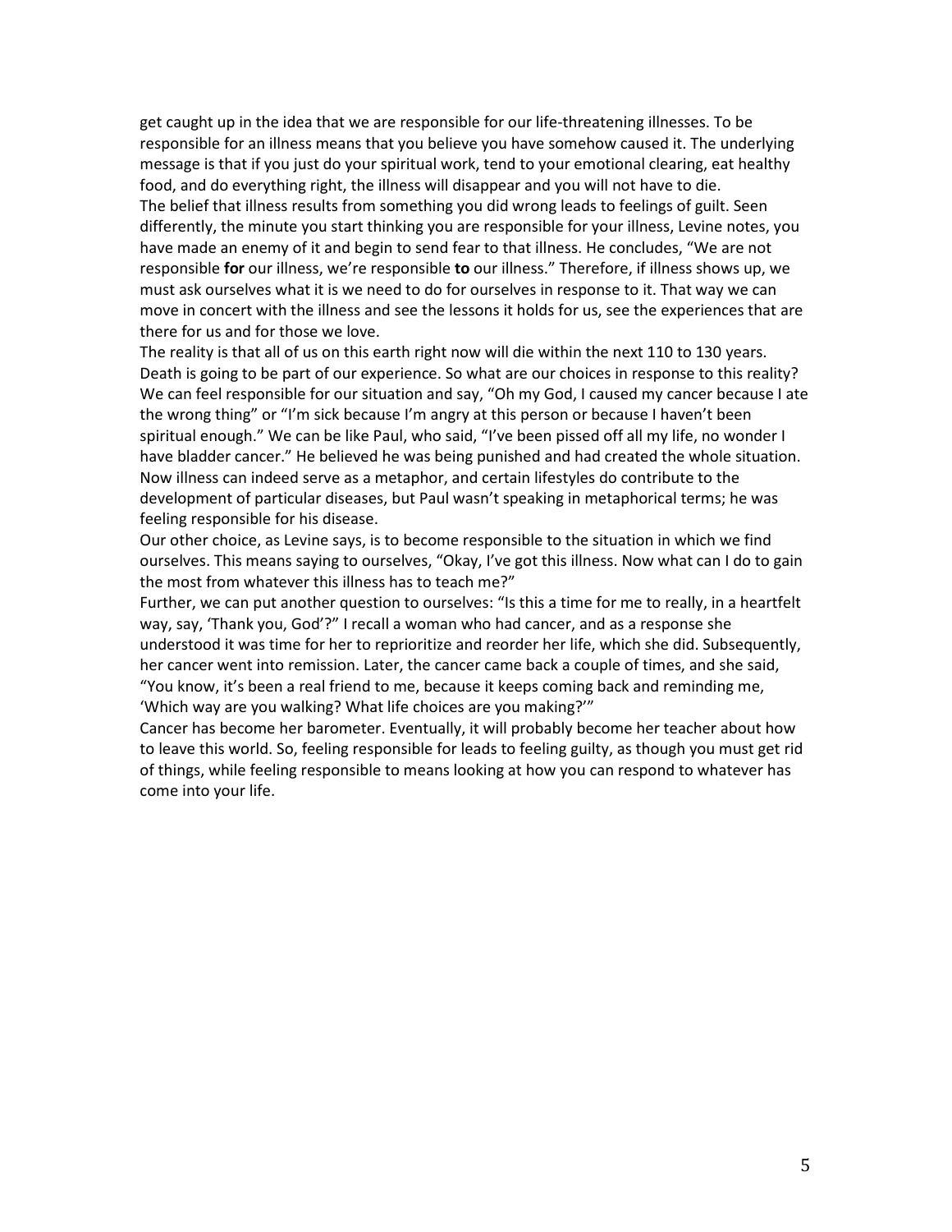get caught up in the idea that we are responsible for our life-threatening illnesses. To be responsible for an illness means that you believe you have somehow caused it. The underlying message is that if you just do your spiritual work, tend to your emotional clearing, eat healthy food, and do everything right, the illness will disappear and you will not have to die.

The belief that illness results from something you did wrong leads to feelings of guilt. Seen differently, the minute you start thinking you are responsible for your illness, Levine notes, you have made an enemy of it and begin to send fear to that illness. He concludes, "We are not responsible **for** our illness, we're responsible **to** our illness." Therefore, if illness shows up, we must ask ourselves what it is we need to do for ourselves in response to it. That way we can move in concert with the illness and see the lessons it holds for us, see the experiences that are there for us and for those we love.

The reality is that all of us on this earth right now will die within the next 110 to 130 years. Death is going to be part of our experience. So what are our choices in response to this reality? We can feel responsible for our situation and say, "Oh my God, I caused my cancer because I ate the wrong thing" or "I'm sick because I'm angry at this person or because I haven't been spiritual enough." We can be like Paul, who said, "I've been pissed off all my life, no wonder I have bladder cancer." He believed he was being punished and had created the whole situation. Now illness can indeed serve as a metaphor, and certain lifestyles do contribute to the development of particular diseases, but Paul wasn't speaking in metaphorical terms; he was feeling responsible for his disease.

Our other choice, as Levine says, is to become responsible to the situation in which we find ourselves. This means saying to ourselves, "Okay, I've got this illness. Now what can I do to gain the most from whatever this illness has to teach me?"

Further, we can put another question to ourselves: "Is this a time for me to really, in a heartfelt way, say, 'Thank you, God'?" I recall a woman who had cancer, and as a response she understood it was time for her to reprioritize and reorder her life, which she did. Subsequently, her cancer went into remission. Later, the cancer came back a couple of times, and she said, "You know, it's been a real friend to me, because it keeps coming back and reminding me, 'Which way are you walking? What life choices are you making?'"

Cancer has become her barometer. Eventually, it will probably become her teacher about how to leave this world. So, feeling responsible for leads to feeling guilty, as though you must get rid of things, while feeling responsible to means looking at how you can respond to whatever has come into your life.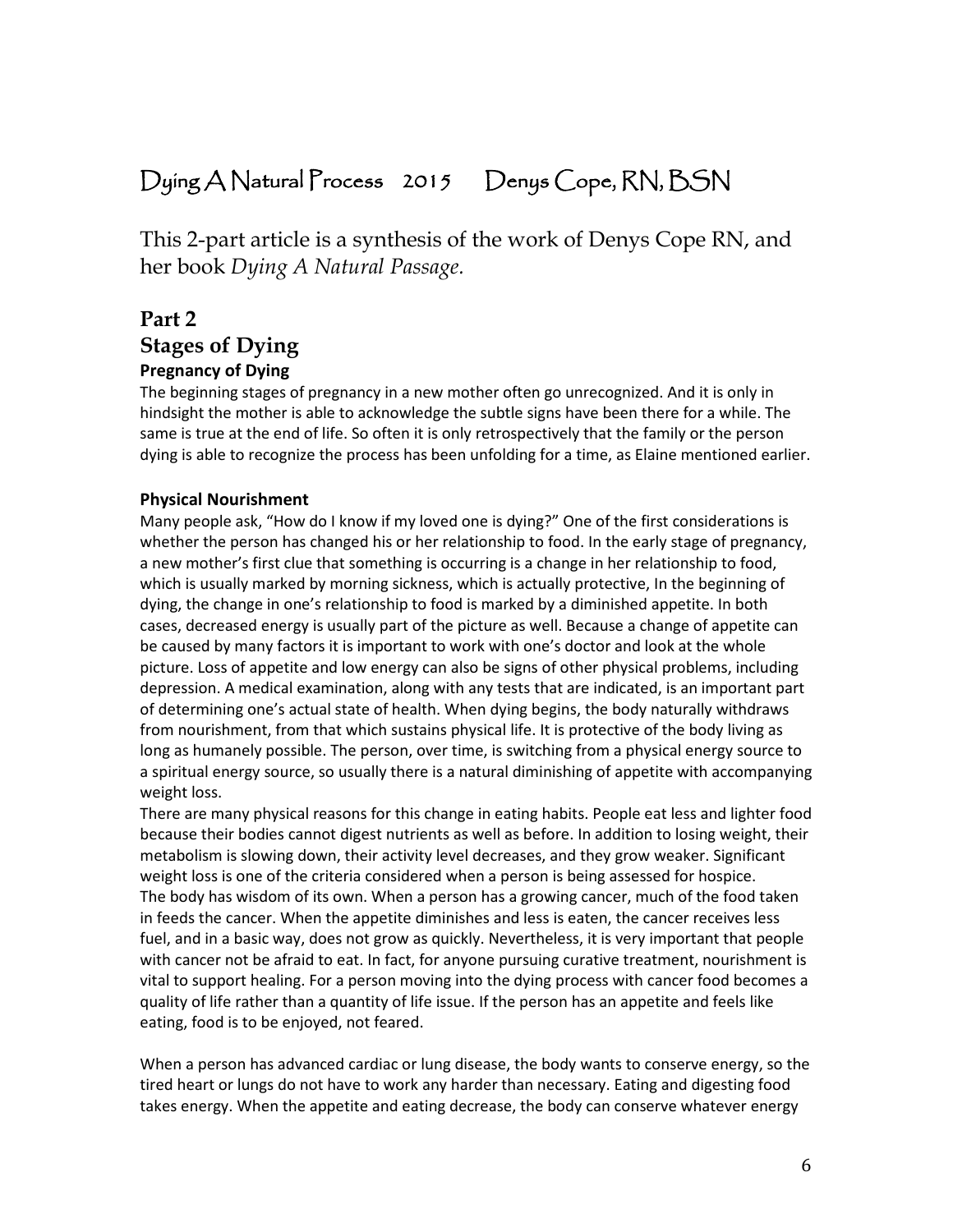# Dying A Natural Process 2015 Denys Cope, RN, BSN

This 2-part article is a synthesis of the work of Denys Cope RN, and her book *Dying A Natural Passage.*

## Part 2
## Stages of Dying
### Pregnancy of Dying

The beginning stages of pregnancy in a new mother often go unrecognized. And it is only in hindsight the mother is able to acknowledge the subtle signs have been there for a while. The same is true at the end of life. So often it is only retrospectively that the family or the person dying is able to recognize the process has been unfolding for a time, as Elaine mentioned earlier.

### Physical Nourishment

Many people ask, "How do I know if my loved one is dying?" One of the first considerations is whether the person has changed his or her relationship to food. In the early stage of pregnancy, a new mother's first clue that something is occurring is a change in her relationship to food, which is usually marked by morning sickness, which is actually protective, In the beginning of dying, the change in one's relationship to food is marked by a diminished appetite. In both cases, decreased energy is usually part of the picture as well. Because a change of appetite can be caused by many factors it is important to work with one's doctor and look at the whole picture. Loss of appetite and low energy can also be signs of other physical problems, including depression. A medical examination, along with any tests that are indicated, is an important part of determining one's actual state of health. When dying begins, the body naturally withdraws from nourishment, from that which sustains physical life. It is protective of the body living as long as humanely possible. The person, over time, is switching from a physical energy source to a spiritual energy source, so usually there is a natural diminishing of appetite with accompanying weight loss.

There are many physical reasons for this change in eating habits. People eat less and lighter food because their bodies cannot digest nutrients as well as before. In addition to losing weight, their metabolism is slowing down, their activity level decreases, and they grow weaker. Significant weight loss is one of the criteria considered when a person is being assessed for hospice.

The body has wisdom of its own. When a person has a growing cancer, much of the food taken in feeds the cancer. When the appetite diminishes and less is eaten, the cancer receives less fuel, and in a basic way, does not grow as quickly. Nevertheless, it is very important that people with cancer not be afraid to eat. In fact, for anyone pursuing curative treatment, nourishment is vital to support healing. For a person moving into the dying process with cancer food becomes a quality of life rather than a quantity of life issue. If the person has an appetite and feels like eating, food is to be enjoyed, not feared.

When a person has advanced cardiac or lung disease, the body wants to conserve energy, so the tired heart or lungs do not have to work any harder than necessary. Eating and digesting food takes energy. When the appetite and eating decrease, the body can conserve whatever energy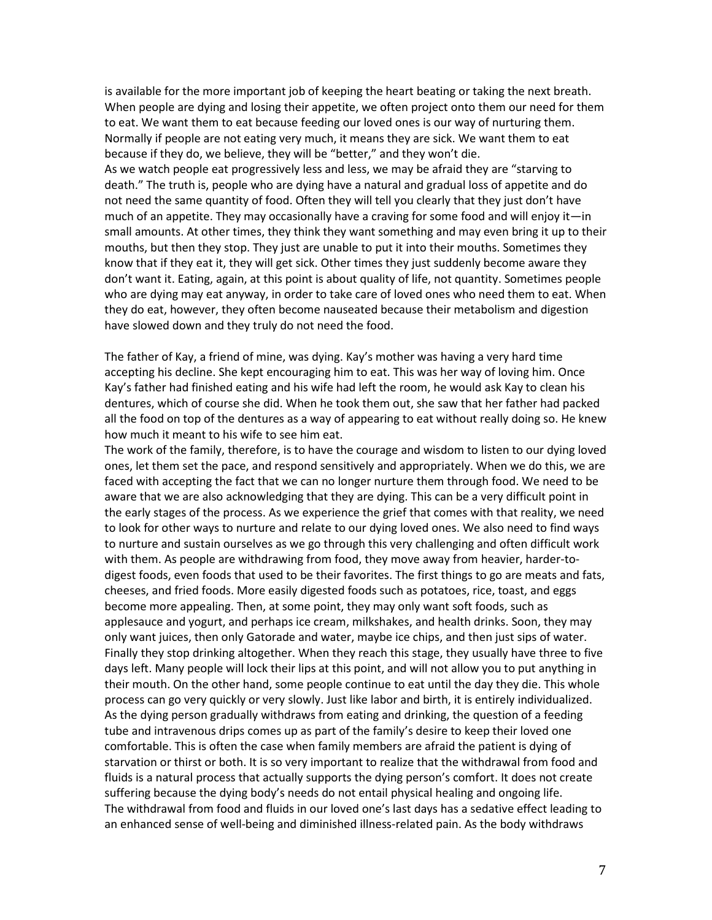is available for the more important job of keeping the heart beating or taking the next breath. When people are dying and losing their appetite, we often project onto them our need for them to eat. We want them to eat because feeding our loved ones is our way of nurturing them. Normally if people are not eating very much, it means they are sick. We want them to eat because if they do, we believe, they will be "better," and they won't die.

As we watch people eat progressively less and less, we may be afraid they are "starving to death." The truth is, people who are dying have a natural and gradual loss of appetite and do not need the same quantity of food. Often they will tell you clearly that they just don't have much of an appetite. They may occasionally have a craving for some food and will enjoy it—in small amounts. At other times, they think they want something and may even bring it up to their mouths, but then they stop. They just are unable to put it into their mouths. Sometimes they know that if they eat it, they will get sick. Other times they just suddenly become aware they don't want it. Eating, again, at this point is about quality of life, not quantity. Sometimes people who are dying may eat anyway, in order to take care of loved ones who need them to eat. When they do eat, however, they often become nauseated because their metabolism and digestion have slowed down and they truly do not need the food.

The father of Kay, a friend of mine, was dying. Kay's mother was having a very hard time accepting his decline. She kept encouraging him to eat. This was her way of loving him. Once Kay's father had finished eating and his wife had left the room, he would ask Kay to clean his dentures, which of course she did. When he took them out, she saw that her father had packed all the food on top of the dentures as a way of appearing to eat without really doing so. He knew how much it meant to his wife to see him eat.

The work of the family, therefore, is to have the courage and wisdom to listen to our dying loved ones, let them set the pace, and respond sensitively and appropriately. When we do this, we are faced with accepting the fact that we can no longer nurture them through food. We need to be aware that we are also acknowledging that they are dying. This can be a very difficult point in the early stages of the process. As we experience the grief that comes with that reality, we need to look for other ways to nurture and relate to our dying loved ones. We also need to find ways to nurture and sustain ourselves as we go through this very challenging and often difficult work with them. As people are withdrawing from food, they move away from heavier, harder-to-digest foods, even foods that used to be their favorites. The first things to go are meats and fats, cheeses, and fried foods. More easily digested foods such as potatoes, rice, toast, and eggs become more appealing. Then, at some point, they may only want soft foods, such as applesauce and yogurt, and perhaps ice cream, milkshakes, and health drinks. Soon, they may only want juices, then only Gatorade and water, maybe ice chips, and then just sips of water. Finally they stop drinking altogether. When they reach this stage, they usually have three to five days left. Many people will lock their lips at this point, and will not allow you to put anything in their mouth. On the other hand, some people continue to eat until the day they die. This whole process can go very quickly or very slowly. Just like labor and birth, it is entirely individualized. As the dying person gradually withdraws from eating and drinking, the question of a feeding tube and intravenous drips comes up as part of the family's desire to keep their loved one comfortable. This is often the case when family members are afraid the patient is dying of starvation or thirst or both. It is so very important to realize that the withdrawal from food and fluids is a natural process that actually supports the dying person's comfort. It does not create suffering because the dying body's needs do not entail physical healing and ongoing life.

The withdrawal from food and fluids in our loved one's last days has a sedative effect leading to an enhanced sense of well-being and diminished illness-related pain. As the body withdraws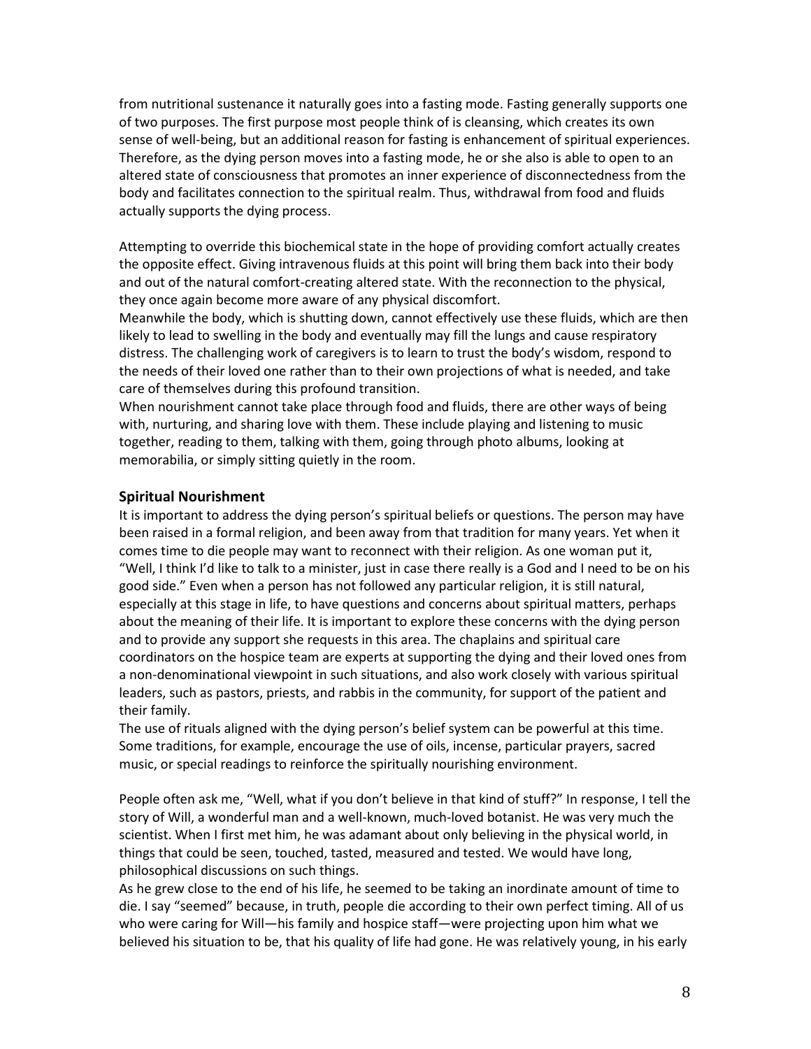from nutritional sustenance it naturally goes into a fasting mode. Fasting generally supports one of two purposes. The first purpose most people think of is cleansing, which creates its own sense of well-being, but an additional reason for fasting is enhancement of spiritual experiences. Therefore, as the dying person moves into a fasting mode, he or she also is able to open to an altered state of consciousness that promotes an inner experience of disconnectedness from the body and facilitates connection to the spiritual realm. Thus, withdrawal from food and fluids actually supports the dying process.

Attempting to override this biochemical state in the hope of providing comfort actually creates the opposite effect. Giving intravenous fluids at this point will bring them back into their body and out of the natural comfort-creating altered state. With the reconnection to the physical, they once again become more aware of any physical discomfort.

Meanwhile the body, which is shutting down, cannot effectively use these fluids, which are then likely to lead to swelling in the body and eventually may fill the lungs and cause respiratory distress. The challenging work of caregivers is to learn to trust the body's wisdom, respond to the needs of their loved one rather than to their own projections of what is needed, and take care of themselves during this profound transition.

When nourishment cannot take place through food and fluids, there are other ways of being with, nurturing, and sharing love with them. These include playing and listening to music together, reading to them, talking with them, going through photo albums, looking at memorabilia, or simply sitting quietly in the room.

### Spiritual Nourishment

It is important to address the dying person's spiritual beliefs or questions. The person may have been raised in a formal religion, and been away from that tradition for many years. Yet when it comes time to die people may want to reconnect with their religion. As one woman put it, "Well, I think I'd like to talk to a minister, just in case there really is a God and I need to be on his good side." Even when a person has not followed any particular religion, it is still natural, especially at this stage in life, to have questions and concerns about spiritual matters, perhaps about the meaning of their life. It is important to explore these concerns with the dying person and to provide any support she requests in this area. The chaplains and spiritual care coordinators on the hospice team are experts at supporting the dying and their loved ones from a non-denominational viewpoint in such situations, and also work closely with various spiritual leaders, such as pastors, priests, and rabbis in the community, for support of the patient and their family.

The use of rituals aligned with the dying person's belief system can be powerful at this time. Some traditions, for example, encourage the use of oils, incense, particular prayers, sacred music, or special readings to reinforce the spiritually nourishing environment.

People often ask me, "Well, what if you don't believe in that kind of stuff?" In response, I tell the story of Will, a wonderful man and a well-known, much-loved botanist. He was very much the scientist. When I first met him, he was adamant about only believing in the physical world, in things that could be seen, touched, tasted, measured and tested. We would have long, philosophical discussions on such things.

As he grew close to the end of his life, he seemed to be taking an inordinate amount of time to die. I say "seemed" because, in truth, people die according to their own perfect timing. All of us who were caring for Will—his family and hospice staff—were projecting upon him what we believed his situation to be, that his quality of life had gone. He was relatively young, in his early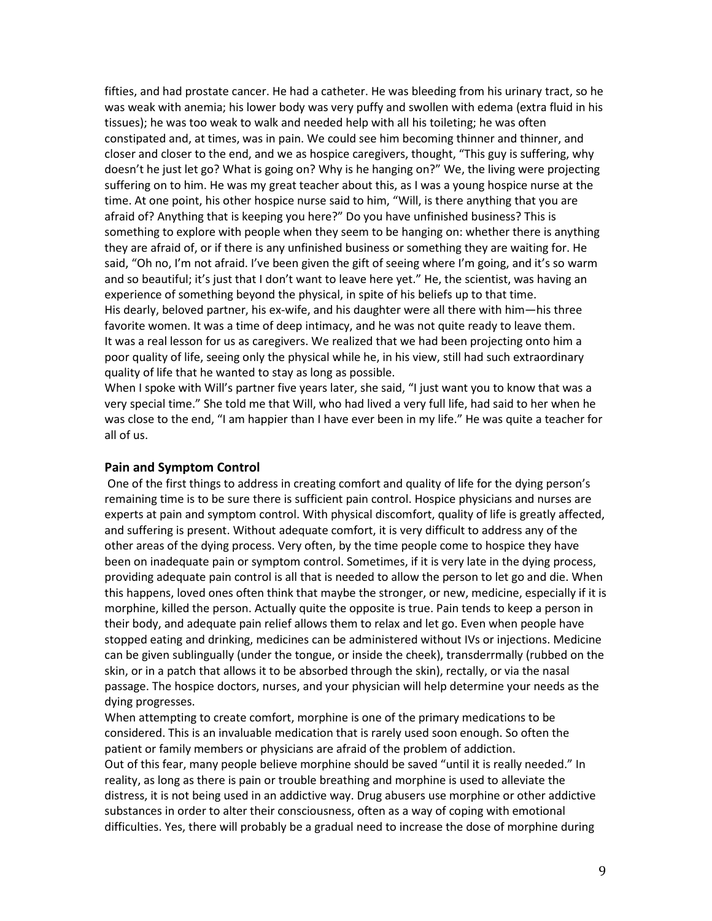fifties, and had prostate cancer. He had a catheter. He was bleeding from his urinary tract, so he was weak with anemia; his lower body was very puffy and swollen with edema (extra fluid in his tissues); he was too weak to walk and needed help with all his toileting; he was often constipated and, at times, was in pain. We could see him becoming thinner and thinner, and closer and closer to the end, and we as hospice caregivers, thought, "This guy is suffering, why doesn't he just let go? What is going on? Why is he hanging on?" We, the living were projecting suffering on to him. He was my great teacher about this, as I was a young hospice nurse at the time. At one point, his other hospice nurse said to him, "Will, is there anything that you are afraid of? Anything that is keeping you here?" Do you have unfinished business? This is something to explore with people when they seem to be hanging on: whether there is anything they are afraid of, or if there is any unfinished business or something they are waiting for. He said, "Oh no, I'm not afraid. I've been given the gift of seeing where I'm going, and it's so warm and so beautiful; it's just that I don't want to leave here yet." He, the scientist, was having an experience of something beyond the physical, in spite of his beliefs up to that time.

His dearly, beloved partner, his ex-wife, and his daughter were all there with him—his three favorite women. It was a time of deep intimacy, and he was not quite ready to leave them.

It was a real lesson for us as caregivers. We realized that we had been projecting onto him a poor quality of life, seeing only the physical while he, in his view, still had such extraordinary quality of life that he wanted to stay as long as possible.

When I spoke with Will's partner five years later, she said, "I just want you to know that was a very special time." She told me that Will, who had lived a very full life, had said to her when he was close to the end, "I am happier than I have ever been in my life." He was quite a teacher for all of us.

### Pain and Symptom Control

One of the first things to address in creating comfort and quality of life for the dying person's remaining time is to be sure there is sufficient pain control. Hospice physicians and nurses are experts at pain and symptom control. With physical discomfort, quality of life is greatly affected, and suffering is present. Without adequate comfort, it is very difficult to address any of the other areas of the dying process. Very often, by the time people come to hospice they have been on inadequate pain or symptom control. Sometimes, if it is very late in the dying process, providing adequate pain control is all that is needed to allow the person to let go and die. When this happens, loved ones often think that maybe the stronger, or new, medicine, especially if it is morphine, killed the person. Actually quite the opposite is true. Pain tends to keep a person in their body, and adequate pain relief allows them to relax and let go. Even when people have stopped eating and drinking, medicines can be administered without IVs or injections. Medicine can be given sublingually (under the tongue, or inside the cheek), transderrmally (rubbed on the skin, or in a patch that allows it to be absorbed through the skin), rectally, or via the nasal passage. The hospice doctors, nurses, and your physician will help determine your needs as the dying progresses.

When attempting to create comfort, morphine is one of the primary medications to be considered. This is an invaluable medication that is rarely used soon enough. So often the patient or family members or physicians are afraid of the problem of addiction.

Out of this fear, many people believe morphine should be saved "until it is really needed." In reality, as long as there is pain or trouble breathing and morphine is used to alleviate the distress, it is not being used in an addictive way. Drug abusers use morphine or other addictive substances in order to alter their consciousness, often as a way of coping with emotional difficulties. Yes, there will probably be a gradual need to increase the dose of morphine during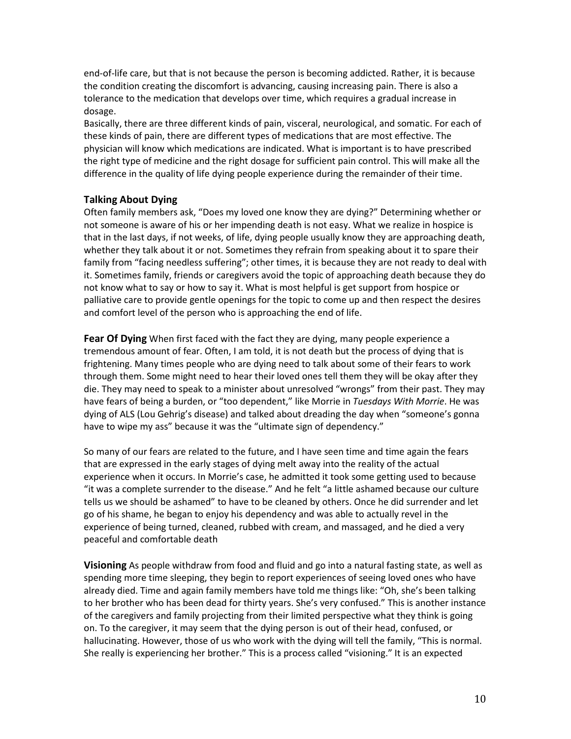end-of-life care, but that is not because the person is becoming addicted. Rather, it is because the condition creating the discomfort is advancing, causing increasing pain. There is also a tolerance to the medication that develops over time, which requires a gradual increase in dosage.

Basically, there are three different kinds of pain, visceral, neurological, and somatic. For each of these kinds of pain, there are different types of medications that are most effective. The physician will know which medications are indicated. What is important is to have prescribed the right type of medicine and the right dosage for sufficient pain control. This will make all the difference in the quality of life dying people experience during the remainder of their time.

### Talking About Dying

Often family members ask, "Does my loved one know they are dying?" Determining whether or not someone is aware of his or her impending death is not easy. What we realize in hospice is that in the last days, if not weeks, of life, dying people usually know they are approaching death, whether they talk about it or not. Sometimes they refrain from speaking about it to spare their family from "facing needless suffering"; other times, it is because they are not ready to deal with it. Sometimes family, friends or caregivers avoid the topic of approaching death because they do not know what to say or how to say it. What is most helpful is get support from hospice or palliative care to provide gentle openings for the topic to come up and then respect the desires and comfort level of the person who is approaching the end of life.

**Fear Of Dying** When first faced with the fact they are dying, many people experience a tremendous amount of fear. Often, I am told, it is not death but the process of dying that is frightening. Many times people who are dying need to talk about some of their fears to work through them. Some might need to hear their loved ones tell them they will be okay after they die. They may need to speak to a minister about unresolved "wrongs" from their past. They may have fears of being a burden, or "too dependent," like Morrie in *Tuesdays With Morrie*. He was dying of ALS (Lou Gehrig's disease) and talked about dreading the day when "someone's gonna have to wipe my ass" because it was the "ultimate sign of dependency."

So many of our fears are related to the future, and I have seen time and time again the fears that are expressed in the early stages of dying melt away into the reality of the actual experience when it occurs. In Morrie's case, he admitted it took some getting used to because "it was a complete surrender to the disease." And he felt "a little ashamed because our culture tells us we should be ashamed" to have to be cleaned by others. Once he did surrender and let go of his shame, he began to enjoy his dependency and was able to actually revel in the experience of being turned, cleaned, rubbed with cream, and massaged, and he died a very peaceful and comfortable death

**Visioning** As people withdraw from food and fluid and go into a natural fasting state, as well as spending more time sleeping, they begin to report experiences of seeing loved ones who have already died. Time and again family members have told me things like: "Oh, she's been talking to her brother who has been dead for thirty years. She's very confused." This is another instance of the caregivers and family projecting from their limited perspective what they think is going on. To the caregiver, it may seem that the dying person is out of their head, confused, or hallucinating. However, those of us who work with the dying will tell the family, "This is normal. She really is experiencing her brother." This is a process called "visioning." It is an expected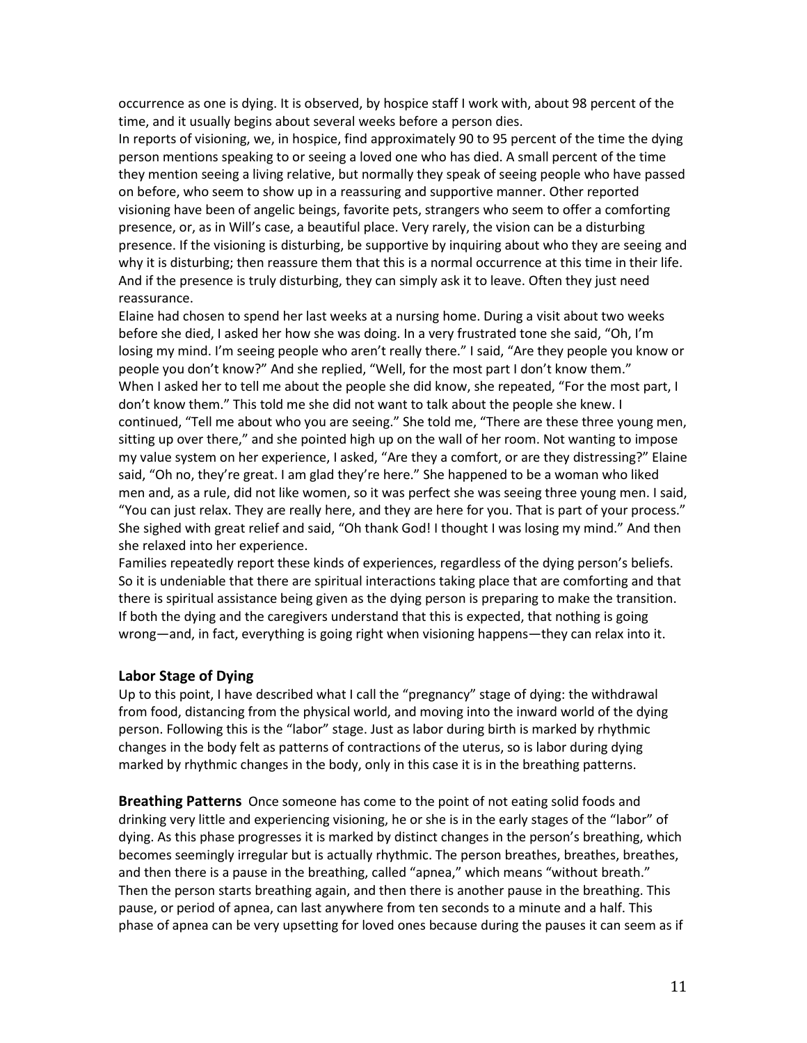occurrence as one is dying. It is observed, by hospice staff I work with, about 98 percent of the time, and it usually begins about several weeks before a person dies.

In reports of visioning, we, in hospice, find approximately 90 to 95 percent of the time the dying person mentions speaking to or seeing a loved one who has died. A small percent of the time they mention seeing a living relative, but normally they speak of seeing people who have passed on before, who seem to show up in a reassuring and supportive manner. Other reported visioning have been of angelic beings, favorite pets, strangers who seem to offer a comforting presence, or, as in Will's case, a beautiful place. Very rarely, the vision can be a disturbing presence. If the visioning is disturbing, be supportive by inquiring about who they are seeing and why it is disturbing; then reassure them that this is a normal occurrence at this time in their life. And if the presence is truly disturbing, they can simply ask it to leave. Often they just need reassurance.

Elaine had chosen to spend her last weeks at a nursing home. During a visit about two weeks before she died, I asked her how she was doing. In a very frustrated tone she said, "Oh, I'm losing my mind. I'm seeing people who aren't really there." I said, "Are they people you know or people you don't know?" And she replied, "Well, for the most part I don't know them." When I asked her to tell me about the people she did know, she repeated, "For the most part, I don't know them." This told me she did not want to talk about the people she knew. I continued, "Tell me about who you are seeing." She told me, "There are these three young men, sitting up over there," and she pointed high up on the wall of her room. Not wanting to impose my value system on her experience, I asked, "Are they a comfort, or are they distressing?" Elaine said, "Oh no, they're great. I am glad they're here." She happened to be a woman who liked men and, as a rule, did not like women, so it was perfect she was seeing three young men. I said, "You can just relax. They are really here, and they are here for you. That is part of your process." She sighed with great relief and said, "Oh thank God! I thought I was losing my mind." And then she relaxed into her experience.

Families repeatedly report these kinds of experiences, regardless of the dying person's beliefs. So it is undeniable that there are spiritual interactions taking place that are comforting and that there is spiritual assistance being given as the dying person is preparing to make the transition. If both the dying and the caregivers understand that this is expected, that nothing is going wrong—and, in fact, everything is going right when visioning happens—they can relax into it.

### Labor Stage of Dying

Up to this point, I have described what I call the "pregnancy" stage of dying: the withdrawal from food, distancing from the physical world, and moving into the inward world of the dying person. Following this is the "labor" stage. Just as labor during birth is marked by rhythmic changes in the body felt as patterns of contractions of the uterus, so is labor during dying marked by rhythmic changes in the body, only in this case it is in the breathing patterns.

**Breathing Patterns** Once someone has come to the point of not eating solid foods and drinking very little and experiencing visioning, he or she is in the early stages of the "labor" of dying. As this phase progresses it is marked by distinct changes in the person's breathing, which becomes seemingly irregular but is actually rhythmic. The person breathes, breathes, breathes, and then there is a pause in the breathing, called "apnea," which means "without breath." Then the person starts breathing again, and then there is another pause in the breathing. This pause, or period of apnea, can last anywhere from ten seconds to a minute and a half. This phase of apnea can be very upsetting for loved ones because during the pauses it can seem as if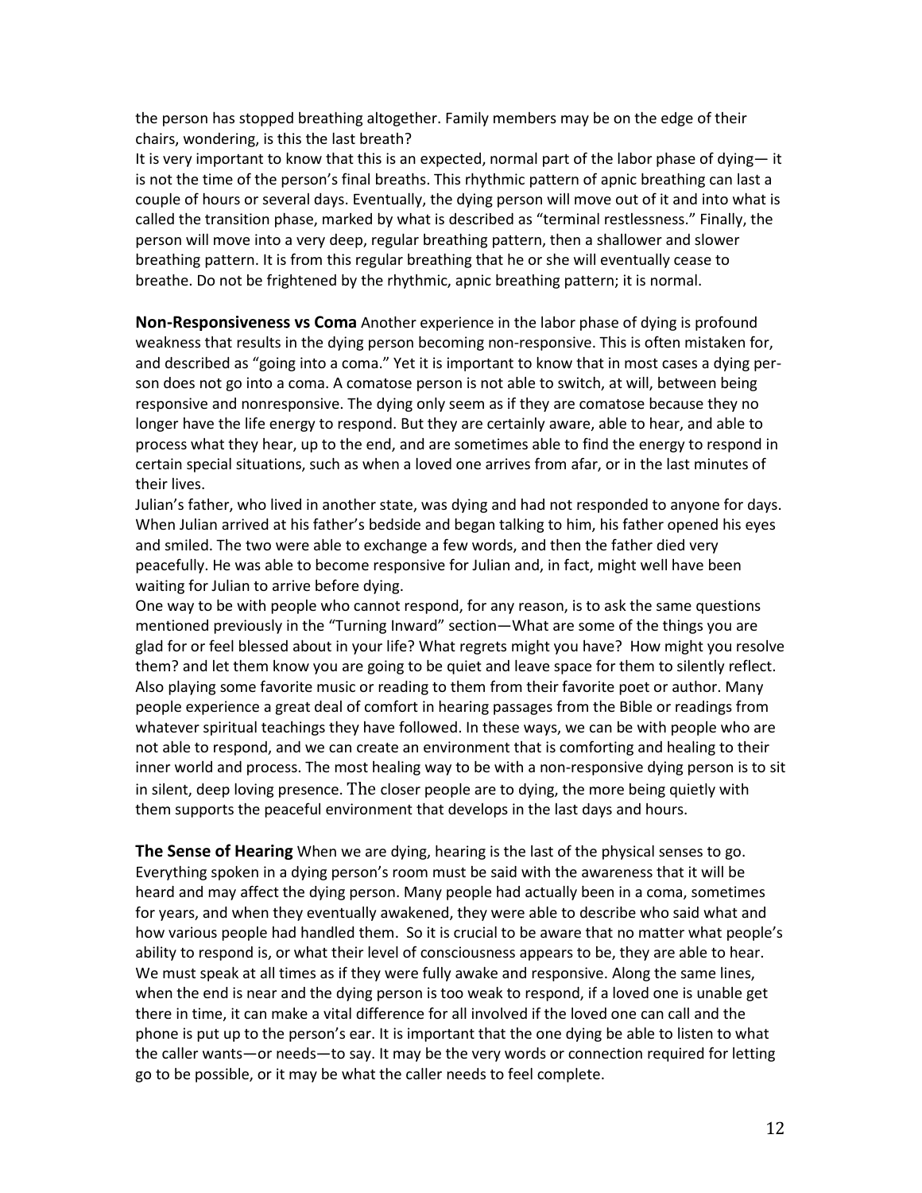the person has stopped breathing altogether. Family members may be on the edge of their chairs, wondering, is this the last breath?

It is very important to know that this is an expected, normal part of the labor phase of dying— it is not the time of the person's final breaths. This rhythmic pattern of apnic breathing can last a couple of hours or several days. Eventually, the dying person will move out of it and into what is called the transition phase, marked by what is described as "terminal restlessness." Finally, the person will move into a very deep, regular breathing pattern, then a shallower and slower breathing pattern. It is from this regular breathing that he or she will eventually cease to breathe. Do not be frightened by the rhythmic, apnic breathing pattern; it is normal.

**Non-Responsiveness vs Coma** Another experience in the labor phase of dying is profound weakness that results in the dying person becoming non-responsive. This is often mistaken for, and described as "going into a coma." Yet it is important to know that in most cases a dying person does not go into a coma. A comatose person is not able to switch, at will, between being responsive and nonresponsive. The dying only seem as if they are comatose because they no longer have the life energy to respond. But they are certainly aware, able to hear, and able to process what they hear, up to the end, and are sometimes able to find the energy to respond in certain special situations, such as when a loved one arrives from afar, or in the last minutes of their lives.

Julian's father, who lived in another state, was dying and had not responded to anyone for days. When Julian arrived at his father's bedside and began talking to him, his father opened his eyes and smiled. The two were able to exchange a few words, and then the father died very peacefully. He was able to become responsive for Julian and, in fact, might well have been waiting for Julian to arrive before dying.

One way to be with people who cannot respond, for any reason, is to ask the same questions mentioned previously in the "Turning Inward" section—What are some of the things you are glad for or feel blessed about in your life? What regrets might you have? How might you resolve them? and let them know you are going to be quiet and leave space for them to silently reflect. Also playing some favorite music or reading to them from their favorite poet or author. Many people experience a great deal of comfort in hearing passages from the Bible or readings from whatever spiritual teachings they have followed. In these ways, we can be with people who are not able to respond, and we can create an environment that is comforting and healing to their inner world and process. The most healing way to be with a non-responsive dying person is to sit in silent, deep loving presence. The closer people are to dying, the more being quietly with them supports the peaceful environment that develops in the last days and hours.

**The Sense of Hearing** When we are dying, hearing is the last of the physical senses to go. Everything spoken in a dying person's room must be said with the awareness that it will be heard and may affect the dying person. Many people had actually been in a coma, sometimes for years, and when they eventually awakened, they were able to describe who said what and how various people had handled them. So it is crucial to be aware that no matter what people's ability to respond is, or what their level of consciousness appears to be, they are able to hear. We must speak at all times as if they were fully awake and responsive. Along the same lines, when the end is near and the dying person is too weak to respond, if a loved one is unable get there in time, it can make a vital difference for all involved if the loved one can call and the phone is put up to the person's ear. It is important that the one dying be able to listen to what the caller wants—or needs—to say. It may be the very words or connection required for letting go to be possible, or it may be what the caller needs to feel complete.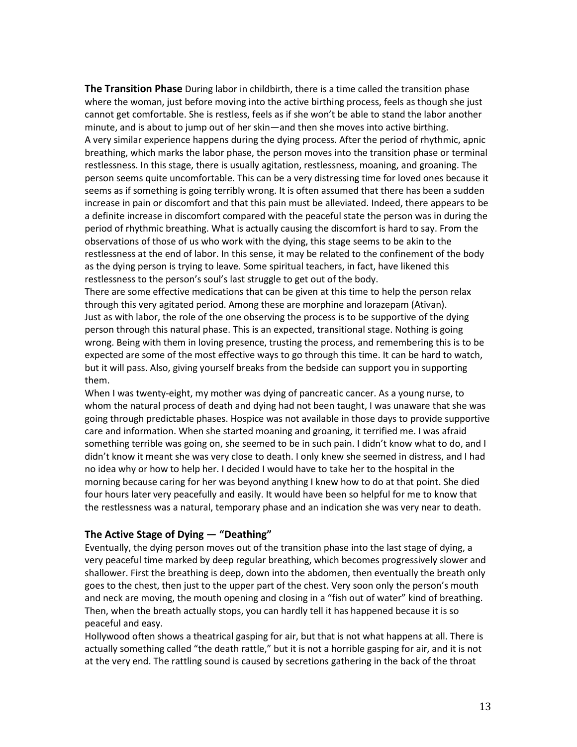**The Transition Phase** During labor in childbirth, there is a time called the transition phase where the woman, just before moving into the active birthing process, feels as though she just cannot get comfortable. She is restless, feels as if she won't be able to stand the labor another minute, and is about to jump out of her skin—and then she moves into active birthing.

A very similar experience happens during the dying process. After the period of rhythmic, apnic breathing, which marks the labor phase, the person moves into the transition phase or terminal restlessness. In this stage, there is usually agitation, restlessness, moaning, and groaning. The person seems quite uncomfortable. This can be a very distressing time for loved ones because it seems as if something is going terribly wrong. It is often assumed that there has been a sudden increase in pain or discomfort and that this pain must be alleviated. Indeed, there appears to be a definite increase in discomfort compared with the peaceful state the person was in during the period of rhythmic breathing. What is actually causing the discomfort is hard to say. From the observations of those of us who work with the dying, this stage seems to be akin to the restlessness at the end of labor. In this sense, it may be related to the confinement of the body as the dying person is trying to leave. Some spiritual teachers, in fact, have likened this restlessness to the person's soul's last struggle to get out of the body.

There are some effective medications that can be given at this time to help the person relax through this very agitated period. Among these are morphine and lorazepam (Ativan).

Just as with labor, the role of the one observing the process is to be supportive of the dying person through this natural phase. This is an expected, transitional stage. Nothing is going wrong. Being with them in loving presence, trusting the process, and remembering this is to be expected are some of the most effective ways to go through this time. It can be hard to watch, but it will pass. Also, giving yourself breaks from the bedside can support you in supporting them.

When I was twenty-eight, my mother was dying of pancreatic cancer. As a young nurse, to whom the natural process of death and dying had not been taught, I was unaware that she was going through predictable phases. Hospice was not available in those days to provide supportive care and information. When she started moaning and groaning, it terrified me. I was afraid something terrible was going on, she seemed to be in such pain. I didn't know what to do, and I didn't know it meant she was very close to death. I only knew she seemed in distress, and I had no idea why or how to help her. I decided I would have to take her to the hospital in the morning because caring for her was beyond anything I knew how to do at that point. She died four hours later very peacefully and easily. It would have been so helpful for me to know that the restlessness was a natural, temporary phase and an indication she was very near to death.

## The Active Stage of Dying — "Deathing"

Eventually, the dying person moves out of the transition phase into the last stage of dying, a very peaceful time marked by deep regular breathing, which becomes progressively slower and shallower. First the breathing is deep, down into the abdomen, then eventually the breath only goes to the chest, then just to the upper part of the chest. Very soon only the person's mouth and neck are moving, the mouth opening and closing in a "fish out of water" kind of breathing. Then, when the breath actually stops, you can hardly tell it has happened because it is so peaceful and easy.

Hollywood often shows a theatrical gasping for air, but that is not what happens at all. There is actually something called "the death rattle," but it is not a horrible gasping for air, and it is not at the very end. The rattling sound is caused by secretions gathering in the back of the throat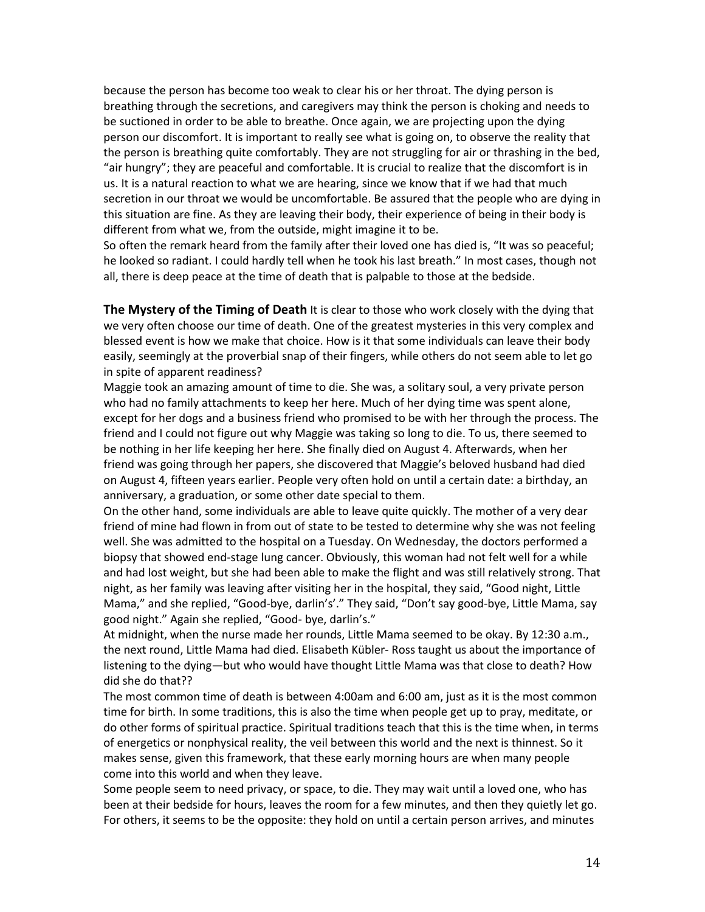because the person has become too weak to clear his or her throat. The dying person is breathing through the secretions, and caregivers may think the person is choking and needs to be suctioned in order to be able to breathe. Once again, we are projecting upon the dying person our discomfort. It is important to really see what is going on, to observe the reality that the person is breathing quite comfortably. They are not struggling for air or thrashing in the bed, "air hungry"; they are peaceful and comfortable. It is crucial to realize that the discomfort is in us. It is a natural reaction to what we are hearing, since we know that if we had that much secretion in our throat we would be uncomfortable. Be assured that the people who are dying in this situation are fine. As they are leaving their body, their experience of being in their body is different from what we, from the outside, might imagine it to be.

So often the remark heard from the family after their loved one has died is, "It was so peaceful; he looked so radiant. I could hardly tell when he took his last breath." In most cases, though not all, there is deep peace at the time of death that is palpable to those at the bedside.

**The Mystery of the Timing of Death** It is clear to those who work closely with the dying that we very often choose our time of death. One of the greatest mysteries in this very complex and blessed event is how we make that choice. How is it that some individuals can leave their body easily, seemingly at the proverbial snap of their fingers, while others do not seem able to let go in spite of apparent readiness?

Maggie took an amazing amount of time to die. She was, a solitary soul, a very private person who had no family attachments to keep her here. Much of her dying time was spent alone, except for her dogs and a business friend who promised to be with her through the process. The friend and I could not figure out why Maggie was taking so long to die. To us, there seemed to be nothing in her life keeping her here. She finally died on August 4. Afterwards, when her friend was going through her papers, she discovered that Maggie's beloved husband had died on August 4, fifteen years earlier. People very often hold on until a certain date: a birthday, an anniversary, a graduation, or some other date special to them.

On the other hand, some individuals are able to leave quite quickly. The mother of a very dear friend of mine had flown in from out of state to be tested to determine why she was not feeling well. She was admitted to the hospital on a Tuesday. On Wednesday, the doctors performed a biopsy that showed end-stage lung cancer. Obviously, this woman had not felt well for a while and had lost weight, but she had been able to make the flight and was still relatively strong. That night, as her family was leaving after visiting her in the hospital, they said, "Good night, Little Mama," and she replied, "Good-bye, darlin's'." They said, "Don't say good-bye, Little Mama, say good night." Again she replied, "Good- bye, darlin's."

At midnight, when the nurse made her rounds, Little Mama seemed to be okay. By 12:30 a.m., the next round, Little Mama had died. Elisabeth Kübler- Ross taught us about the importance of listening to the dying—but who would have thought Little Mama was that close to death? How did she do that??

The most common time of death is between 4:00am and 6:00 am, just as it is the most common time for birth. In some traditions, this is also the time when people get up to pray, meditate, or do other forms of spiritual practice. Spiritual traditions teach that this is the time when, in terms of energetics or nonphysical reality, the veil between this world and the next is thinnest. So it makes sense, given this framework, that these early morning hours are when many people come into this world and when they leave.

Some people seem to need privacy, or space, to die. They may wait until a loved one, who has been at their bedside for hours, leaves the room for a few minutes, and then they quietly let go. For others, it seems to be the opposite: they hold on until a certain person arrives, and minutes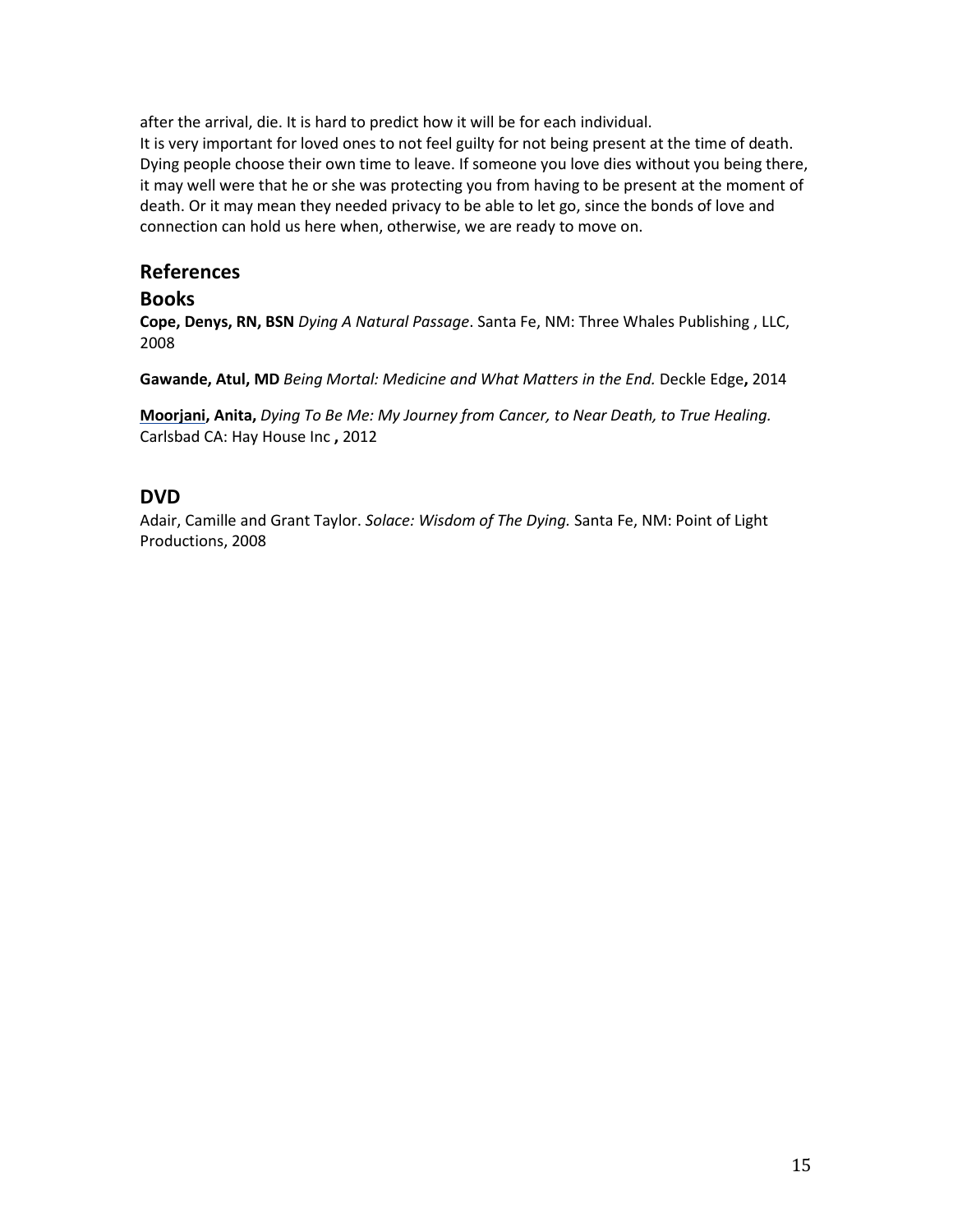after the arrival, die. It is hard to predict how it will be for each individual.
It is very important for loved ones to not feel guilty for not being present at the time of death. Dying people choose their own time to leave. If someone you love dies without you being there, it may well were that he or she was protecting you from having to be present at the moment of death. Or it may mean they needed privacy to be able to let go, since the bonds of love and connection can hold us here when, otherwise, we are ready to move on.

## References

### Books

**Cope, Denys, RN, BSN** *Dying A Natural Passage*. Santa Fe, NM: Three Whales Publishing , LLC, 2008

**Gawande, Atul, MD** *Being Mortal: Medicine and What Matters in the End.* Deckle Edge**,** 2014

**Moorjani, Anita,** *Dying To Be Me: My Journey from Cancer, to Near Death, to True Healing.* Carlsbad CA: Hay House Inc **,** 2012

### DVD

Adair, Camille and Grant Taylor. *Solace: Wisdom of The Dying.* Santa Fe, NM: Point of Light Productions, 2008